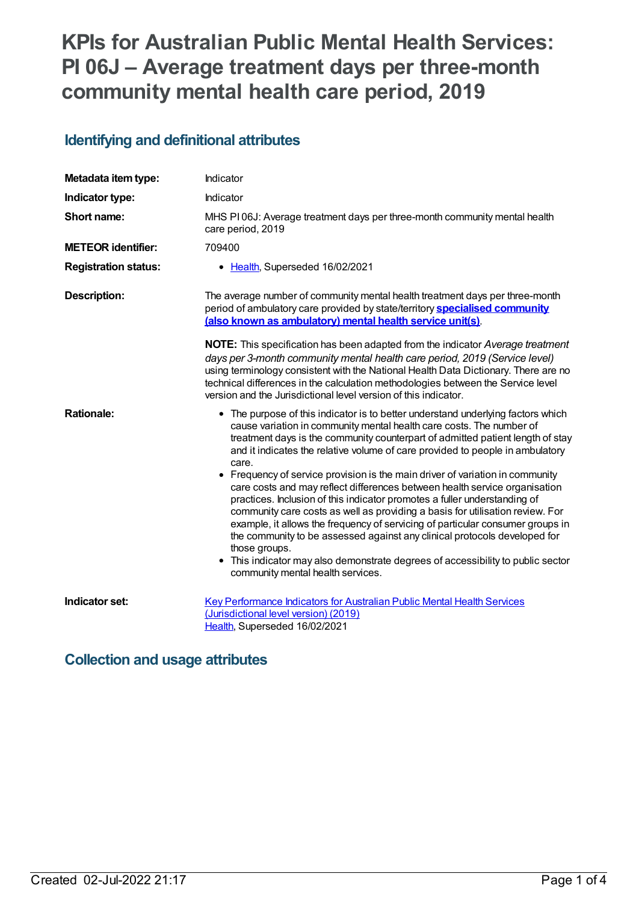# KPIs for Australian Public Mental Health Services: PI 06J – Average treatment days per three-month community mental health care period, 2019

## Identifying and definitional attributes

| | |
|---|---|
| **Metadata item type:** | Indicator |
| **Indicator type:** | Indicator |
| **Short name:** | MHS PI 06J: Average treatment days per three-month community mental health care period, 2019 |
| **METEOR identifier:** | 709400 |
| **Registration status:** | • Health, Superseded 16/02/2021 |
| **Description:** | The average number of community mental health treatment days per three-month period of ambulatory care provided by state/territory **specialised community (also known as ambulatory) mental health service unit(s)**.<br><br>**NOTE:** This specification has been adapted from the indicator *Average treatment days per 3-month community mental health care period, 2019 (Service level)* using terminology consistent with the National Health Data Dictionary. There are no technical differences in the calculation methodologies between the Service level version and the Jurisdictional level version of this indicator. |
| **Rationale:** | • The purpose of this indicator is to better understand underlying factors which cause variation in community mental health care costs. The number of treatment days is the community counterpart of admitted patient length of stay and it indicates the relative volume of care provided to people in ambulatory care.<br>• Frequency of service provision is the main driver of variation in community care costs and may reflect differences between health service organisation practices. Inclusion of this indicator promotes a fuller understanding of community care costs as well as providing a basis for utilisation review. For example, it allows the frequency of servicing of particular consumer groups in the community to be assessed against any clinical protocols developed for those groups.<br>• This indicator may also demonstrate degrees of accessibility to public sector community mental health services. |
| **Indicator set:** | Key Performance Indicators for Australian Public Mental Health Services (Jurisdictional level version) (2019)<br>Health, Superseded 16/02/2021 |

## Collection and usage attributes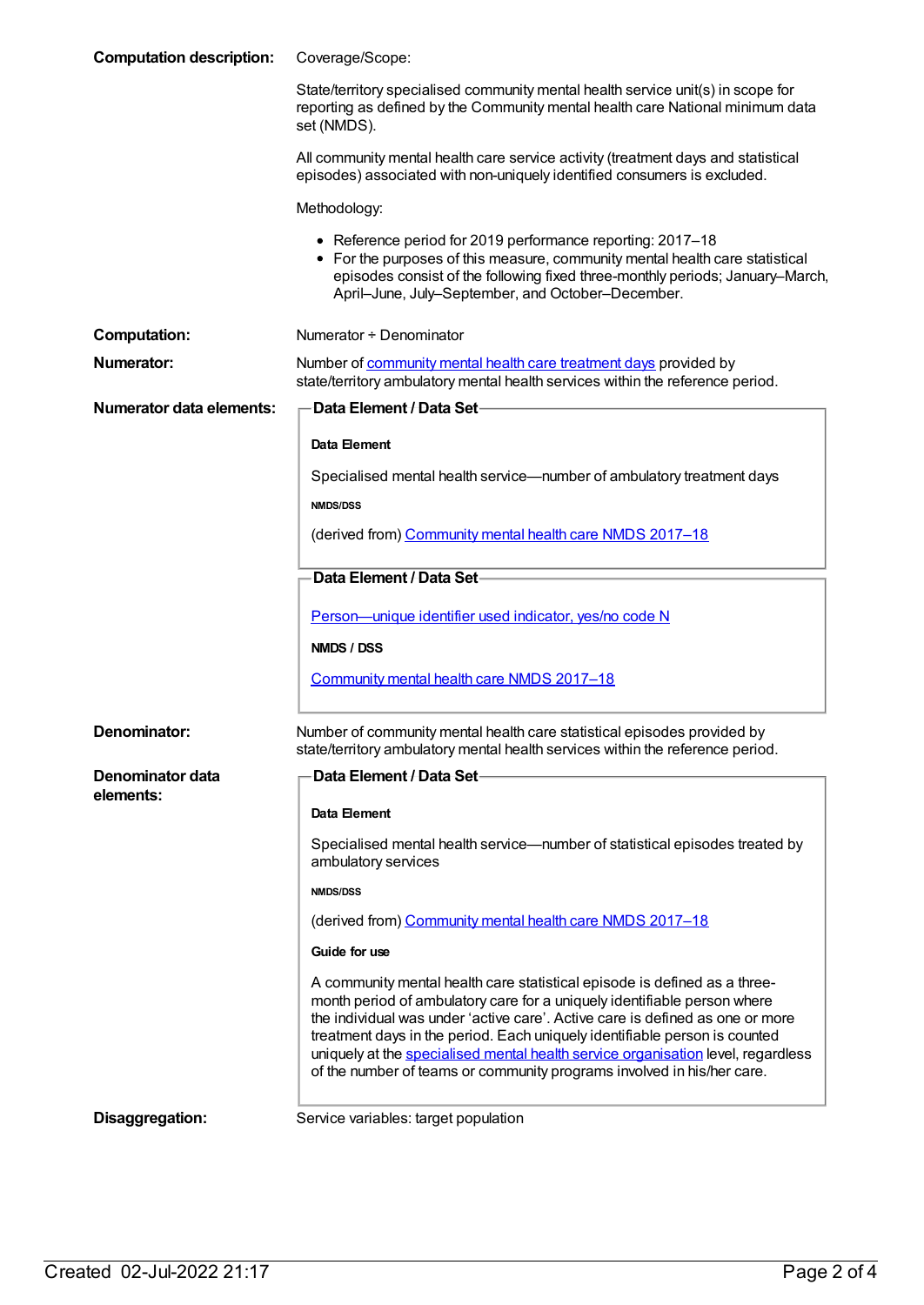**Computation description:** Coverage/Scope:

State/territory specialised community mental health service unit(s) in scope for reporting as defined by the Community mental health care National minimum data set (NMDS).

All community mental health care service activity (treatment days and statistical episodes) associated with non-uniquely identified consumers is excluded.

Methodology:

- Reference period for 2019 performance reporting: 2017–18
- For the purposes of this measure, community mental health care statistical episodes consist of the following fixed three-monthly periods; January–March, April–June, July–September, and October–December.

**Computation:** Numerator ÷ Denominator

**Numerator:** Number of community mental health care treatment days provided by state/territory ambulatory mental health services within the reference period.

**Numerator data elements:**

**Data Element / Data Set**

**Data Element**

Specialised mental health service—number of ambulatory treatment days

**NMDS/DSS**

(derived from) Community mental health care NMDS 2017–18

**Data Element / Data Set**

Person—unique identifier used indicator, yes/no code N

**NMDS / DSS**

Community mental health care NMDS 2017–18

**Denominator:** Number of community mental health care statistical episodes provided by state/territory ambulatory mental health services within the reference period.

**Denominator data elements:**

**Data Element / Data Set**

**Data Element**

Specialised mental health service—number of statistical episodes treated by ambulatory services

**NMDS/DSS**

(derived from) Community mental health care NMDS 2017–18

**Guide for use**

A community mental health care statistical episode is defined as a three-month period of ambulatory care for a uniquely identifiable person where the individual was under 'active care'. Active care is defined as one or more treatment days in the period. Each uniquely identifiable person is counted uniquely at the specialised mental health service organisation level, regardless of the number of teams or community programs involved in his/her care.

**Disaggregation:** Service variables: target population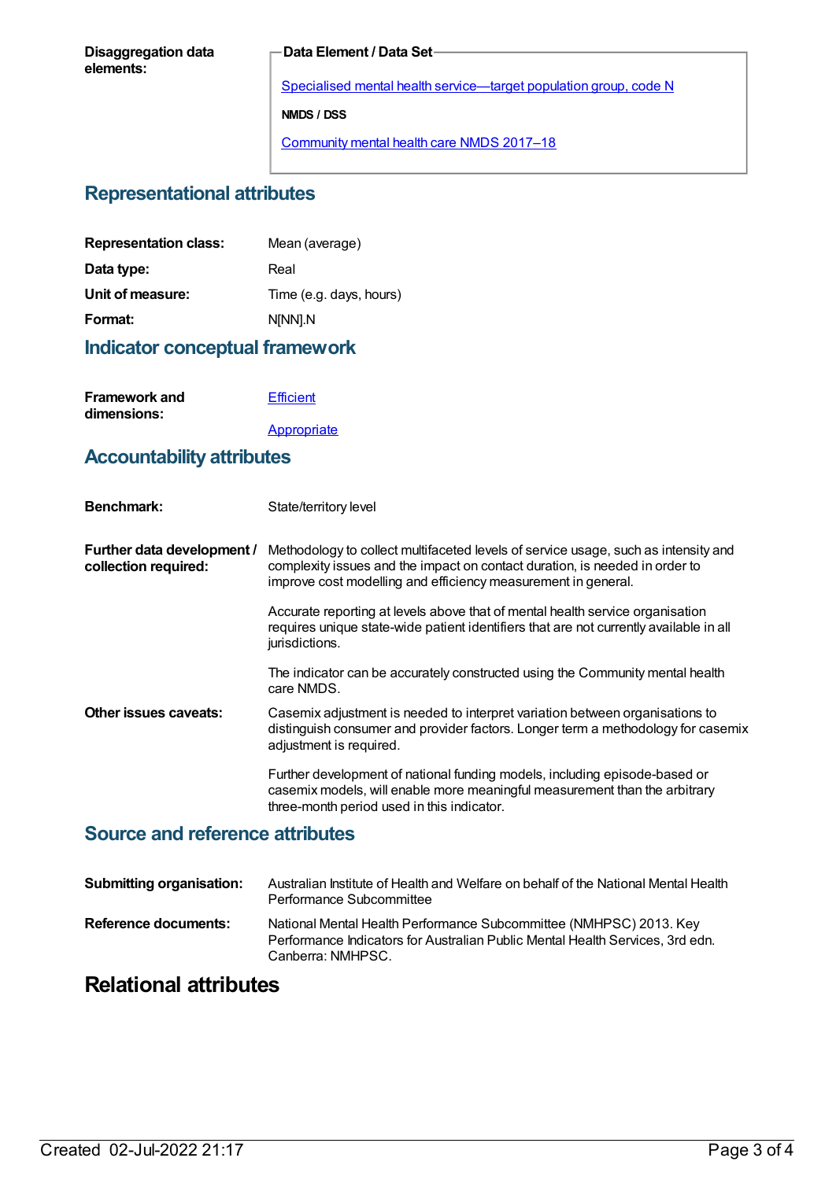**Disaggregation data elements:**

**Data Element / Data Set**

[Specialised mental health service—target population group, code N]

**NMDS / DSS**

[Community mental health care NMDS 2017–18]

## Representational attributes

| | |
|---|---|
| **Representation class:** | Mean (average) |
| **Data type:** | Real |
| **Unit of measure:** | Time (e.g. days, hours) |
| **Format:** | N[NN].N |

## Indicator conceptual framework

**Framework and dimensions:**

[Efficient]

[Appropriate]

## Accountability attributes

**Benchmark:** State/territory level

**Further data development / collection required:**

Methodology to collect multifaceted levels of service usage, such as intensity and complexity issues and the impact on contact duration, is needed in order to improve cost modelling and efficiency measurement in general.

Accurate reporting at levels above that of mental health service organisation requires unique state-wide patient identifiers that are not currently available in all jurisdictions.

The indicator can be accurately constructed using the Community mental health care NMDS.

**Other issues caveats:**

Casemix adjustment is needed to interpret variation between organisations to distinguish consumer and provider factors. Longer term a methodology for casemix adjustment is required.

Further development of national funding models, including episode-based or casemix models, will enable more meaningful measurement than the arbitrary three-month period used in this indicator.

## Source and reference attributes

**Submitting organisation:** Australian Institute of Health and Welfare on behalf of the National Mental Health Performance Subcommittee

**Reference documents:** National Mental Health Performance Subcommittee (NMHPSC) 2013. Key Performance Indicators for Australian Public Mental Health Services, 3rd edn. Canberra: NMHPSC.

# Relational attributes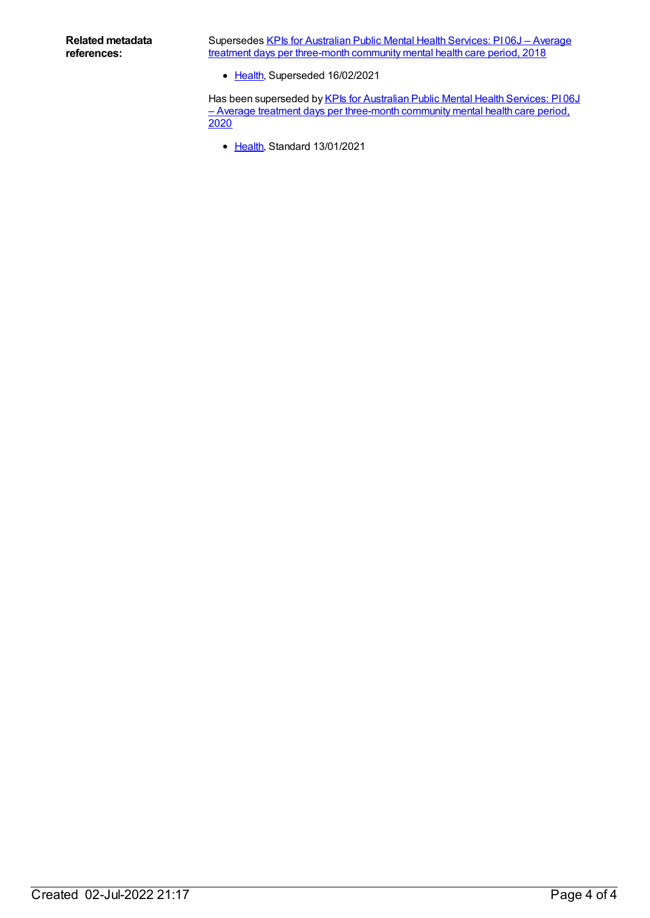**Related metadata references:**

Supersedes KPIs for Australian Public Mental Health Services: PI 06J – Average treatment days per three-month community mental health care period, 2018

- Health, Superseded 16/02/2021

Has been superseded by KPIs for Australian Public Mental Health Services: PI 06J – Average treatment days per three-month community mental health care period, 2020

- Health, Standard 13/01/2021